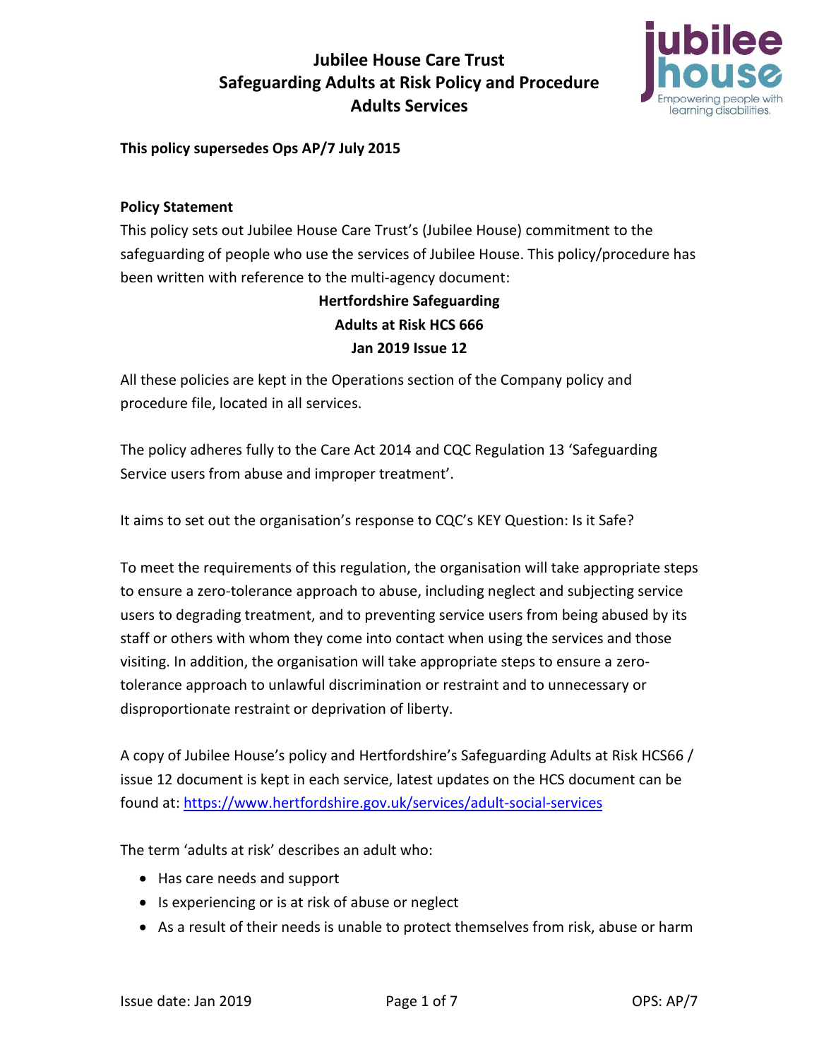# Jubilee House Care Trust
# Safeguarding Adults at Risk Policy and Procedure
# Adults Services

**This policy supersedes Ops AP/7 July 2015**

**Policy Statement**

This policy sets out Jubilee House Care Trust's (Jubilee House) commitment to the safeguarding of people who use the services of Jubilee House. This policy/procedure has been written with reference to the multi-agency document:

**Hertfordshire Safeguarding**
**Adults at Risk HCS 666**
**Jan 2019 Issue 12**

All these policies are kept in the Operations section of the Company policy and procedure file, located in all services.

The policy adheres fully to the Care Act 2014 and CQC Regulation 13 'Safeguarding Service users from abuse and improper treatment'.

It aims to set out the organisation's response to CQC's KEY Question: Is it Safe?

To meet the requirements of this regulation, the organisation will take appropriate steps to ensure a zero-tolerance approach to abuse, including neglect and subjecting service users to degrading treatment, and to preventing service users from being abused by its staff or others with whom they come into contact when using the services and those visiting. In addition, the organisation will take appropriate steps to ensure a zero-tolerance approach to unlawful discrimination or restraint and to unnecessary or disproportionate restraint or deprivation of liberty.

A copy of Jubilee House's policy and Hertfordshire's Safeguarding Adults at Risk HCS66 / issue 12 document is kept in each service, latest updates on the HCS document can be found at: https://www.hertfordshire.gov.uk/services/adult-social-services

The term 'adults at risk' describes an adult who:

- Has care needs and support
- Is experiencing or is at risk of abuse or neglect
- As a result of their needs is unable to protect themselves from risk, abuse or harm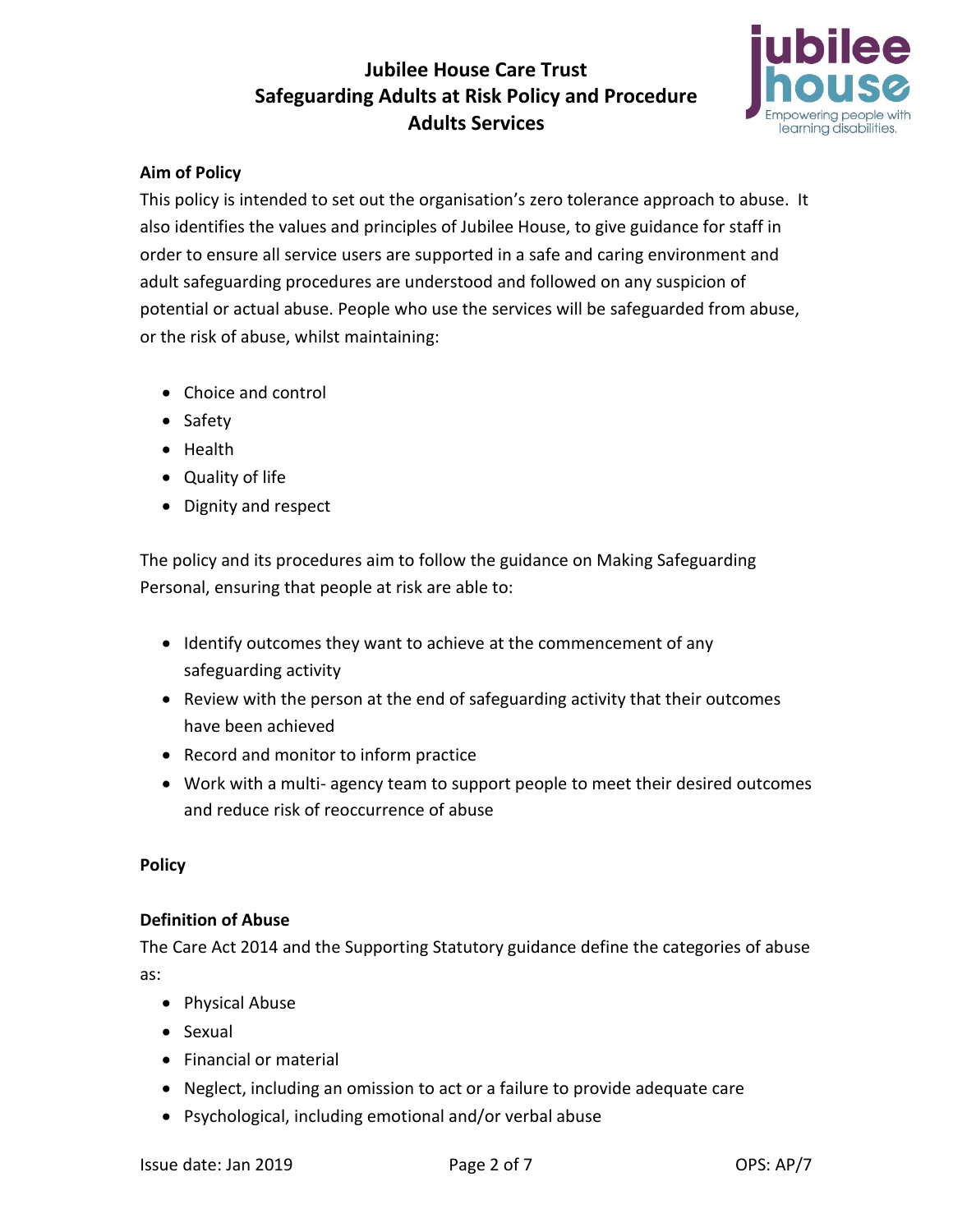## Aim of Policy

This policy is intended to set out the organisation's zero tolerance approach to abuse. It also identifies the values and principles of Jubilee House, to give guidance for staff in order to ensure all service users are supported in a safe and caring environment and adult safeguarding procedures are understood and followed on any suspicion of potential or actual abuse. People who use the services will be safeguarded from abuse, or the risk of abuse, whilst maintaining:

- Choice and control
- Safety
- Health
- Quality of life
- Dignity and respect

The policy and its procedures aim to follow the guidance on Making Safeguarding Personal, ensuring that people at risk are able to:

- Identify outcomes they want to achieve at the commencement of any safeguarding activity
- Review with the person at the end of safeguarding activity that their outcomes have been achieved
- Record and monitor to inform practice
- Work with a multi- agency team to support people to meet their desired outcomes and reduce risk of reoccurrence of abuse

## Policy

### Definition of Abuse

The Care Act 2014 and the Supporting Statutory guidance define the categories of abuse as:

- Physical Abuse
- Sexual
- Financial or material
- Neglect, including an omission to act or a failure to provide adequate care
- Psychological, including emotional and/or verbal abuse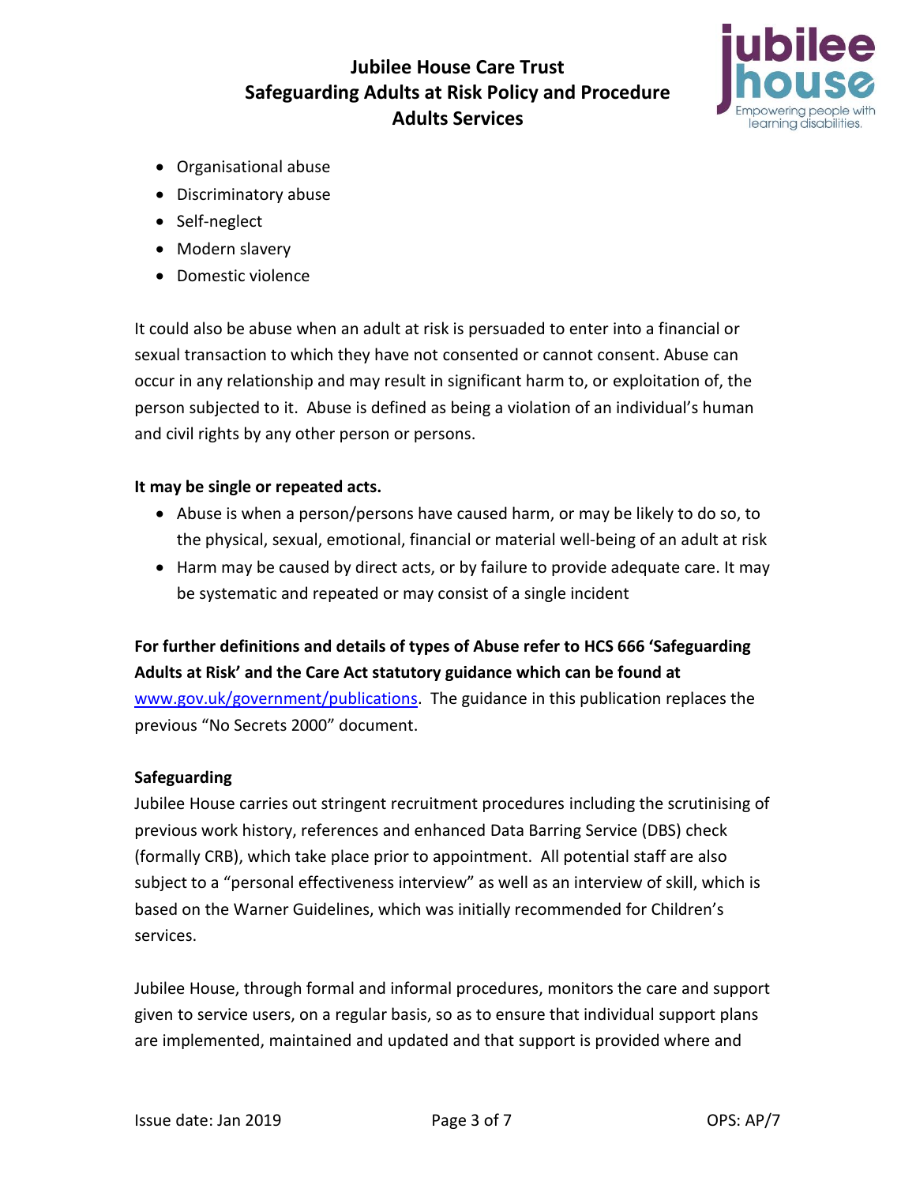- Organisational abuse
- Discriminatory abuse
- Self-neglect
- Modern slavery
- Domestic violence

It could also be abuse when an adult at risk is persuaded to enter into a financial or sexual transaction to which they have not consented or cannot consent. Abuse can occur in any relationship and may result in significant harm to, or exploitation of, the person subjected to it. Abuse is defined as being a violation of an individual's human and civil rights by any other person or persons.

**It may be single or repeated acts.**

- Abuse is when a person/persons have caused harm, or may be likely to do so, to the physical, sexual, emotional, financial or material well-being of an adult at risk
- Harm may be caused by direct acts, or by failure to provide adequate care. It may be systematic and repeated or may consist of a single incident

**For further definitions and details of types of Abuse refer to HCS 666 'Safeguarding Adults at Risk' and the Care Act statutory guidance which can be found at** [www.gov.uk/government/publications](www.gov.uk/government/publications). The guidance in this publication replaces the previous "No Secrets 2000" document.

**Safeguarding**

Jubilee House carries out stringent recruitment procedures including the scrutinising of previous work history, references and enhanced Data Barring Service (DBS) check (formally CRB), which take place prior to appointment. All potential staff are also subject to a "personal effectiveness interview" as well as an interview of skill, which is based on the Warner Guidelines, which was initially recommended for Children's services.

Jubilee House, through formal and informal procedures, monitors the care and support given to service users, on a regular basis, so as to ensure that individual support plans are implemented, maintained and updated and that support is provided where and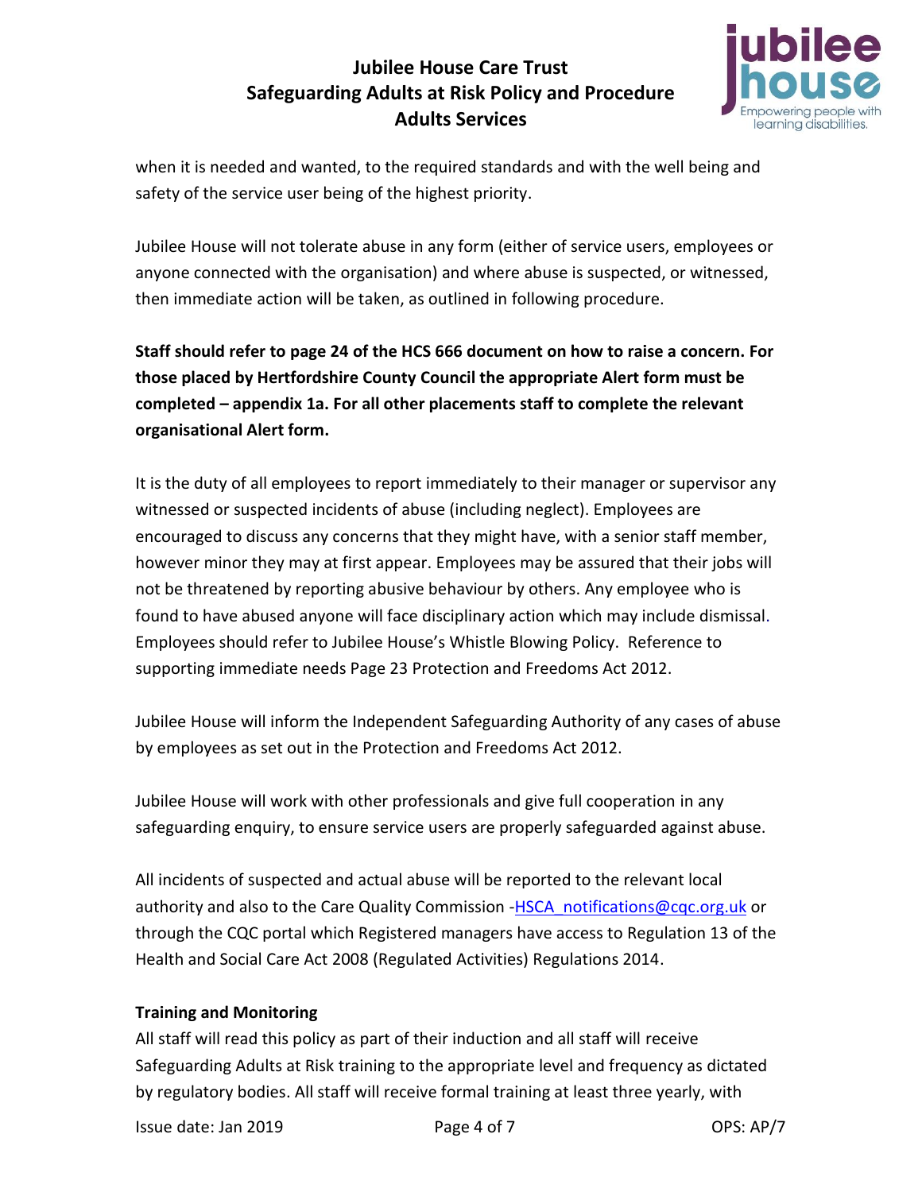when it is needed and wanted, to the required standards and with the well being and safety of the service user being of the highest priority.

Jubilee House will not tolerate abuse in any form (either of service users, employees or anyone connected with the organisation) and where abuse is suspected, or witnessed, then immediate action will be taken, as outlined in following procedure.

**Staff should refer to page 24 of the HCS 666 document on how to raise a concern. For those placed by Hertfordshire County Council the appropriate Alert form must be completed – appendix 1a. For all other placements staff to complete the relevant organisational Alert form.**

It is the duty of all employees to report immediately to their manager or supervisor any witnessed or suspected incidents of abuse (including neglect). Employees are encouraged to discuss any concerns that they might have, with a senior staff member, however minor they may at first appear. Employees may be assured that their jobs will not be threatened by reporting abusive behaviour by others. Any employee who is found to have abused anyone will face disciplinary action which may include dismissal. Employees should refer to Jubilee House's Whistle Blowing Policy. Reference to supporting immediate needs Page 23 Protection and Freedoms Act 2012.

Jubilee House will inform the Independent Safeguarding Authority of any cases of abuse by employees as set out in the Protection and Freedoms Act 2012.

Jubilee House will work with other professionals and give full cooperation in any safeguarding enquiry, to ensure service users are properly safeguarded against abuse.

All incidents of suspected and actual abuse will be reported to the relevant local authority and also to the Care Quality Commission -HSCA_notifications@cqc.org.uk or through the CQC portal which Registered managers have access to Regulation 13 of the Health and Social Care Act 2008 (Regulated Activities) Regulations 2014.

**Training and Monitoring**

All staff will read this policy as part of their induction and all staff will receive Safeguarding Adults at Risk training to the appropriate level and frequency as dictated by regulatory bodies. All staff will receive formal training at least three yearly, with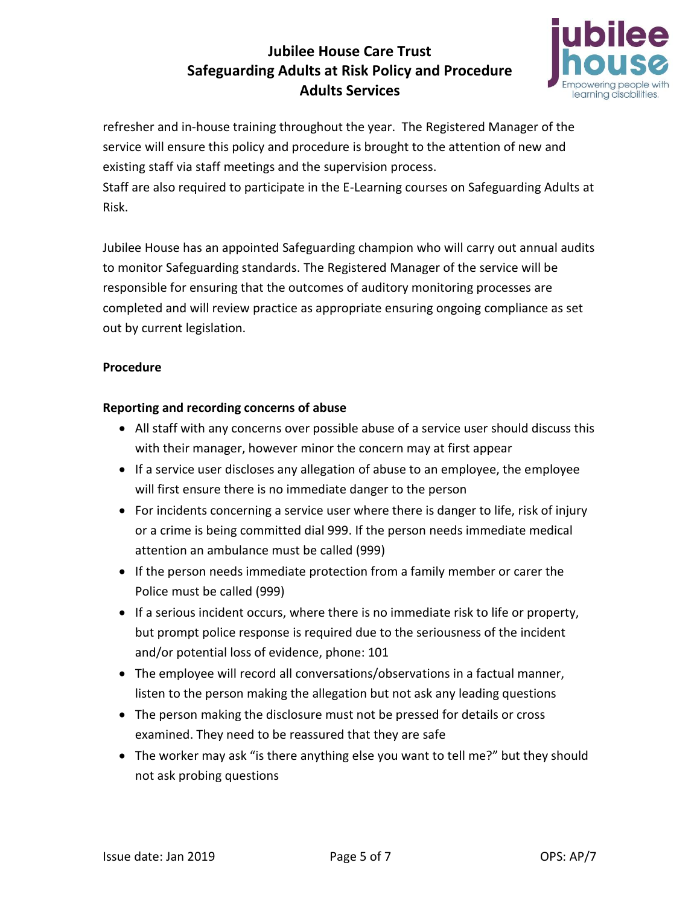refresher and in-house training throughout the year. The Registered Manager of the service will ensure this policy and procedure is brought to the attention of new and existing staff via staff meetings and the supervision process.
Staff are also required to participate in the E-Learning courses on Safeguarding Adults at Risk.

Jubilee House has an appointed Safeguarding champion who will carry out annual audits to monitor Safeguarding standards. The Registered Manager of the service will be responsible for ensuring that the outcomes of auditory monitoring processes are completed and will review practice as appropriate ensuring ongoing compliance as set out by current legislation.

## Procedure

### Reporting and recording concerns of abuse

- All staff with any concerns over possible abuse of a service user should discuss this with their manager, however minor the concern may at first appear
- If a service user discloses any allegation of abuse to an employee, the employee will first ensure there is no immediate danger to the person
- For incidents concerning a service user where there is danger to life, risk of injury or a crime is being committed dial 999. If the person needs immediate medical attention an ambulance must be called (999)
- If the person needs immediate protection from a family member or carer the Police must be called (999)
- If a serious incident occurs, where there is no immediate risk to life or property, but prompt police response is required due to the seriousness of the incident and/or potential loss of evidence, phone: 101
- The employee will record all conversations/observations in a factual manner, listen to the person making the allegation but not ask any leading questions
- The person making the disclosure must not be pressed for details or cross examined. They need to be reassured that they are safe
- The worker may ask "is there anything else you want to tell me?" but they should not ask probing questions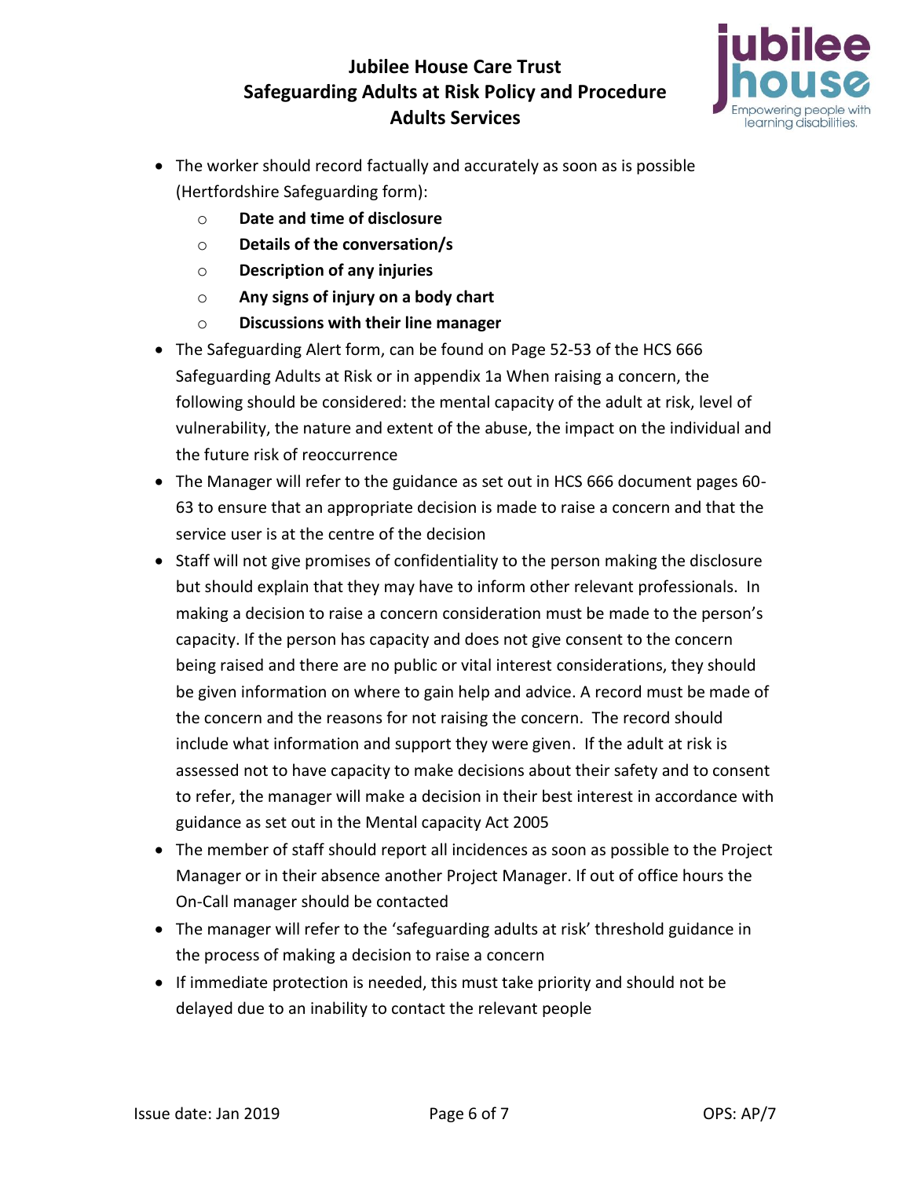- The worker should record factually and accurately as soon as is possible (Hertfordshire Safeguarding form):
  - **Date and time of disclosure**
  - **Details of the conversation/s**
  - **Description of any injuries**
  - **Any signs of injury on a body chart**
  - **Discussions with their line manager**
- The Safeguarding Alert form, can be found on Page 52-53 of the HCS 666 Safeguarding Adults at Risk or in appendix 1a When raising a concern, the following should be considered: the mental capacity of the adult at risk, level of vulnerability, the nature and extent of the abuse, the impact on the individual and the future risk of reoccurrence
- The Manager will refer to the guidance as set out in HCS 666 document pages 60-63 to ensure that an appropriate decision is made to raise a concern and that the service user is at the centre of the decision
- Staff will not give promises of confidentiality to the person making the disclosure but should explain that they may have to inform other relevant professionals. In making a decision to raise a concern consideration must be made to the person's capacity. If the person has capacity and does not give consent to the concern being raised and there are no public or vital interest considerations, they should be given information on where to gain help and advice. A record must be made of the concern and the reasons for not raising the concern. The record should include what information and support they were given. If the adult at risk is assessed not to have capacity to make decisions about their safety and to consent to refer, the manager will make a decision in their best interest in accordance with guidance as set out in the Mental capacity Act 2005
- The member of staff should report all incidences as soon as possible to the Project Manager or in their absence another Project Manager. If out of office hours the On-Call manager should be contacted
- The manager will refer to the 'safeguarding adults at risk' threshold guidance in the process of making a decision to raise a concern
- If immediate protection is needed, this must take priority and should not be delayed due to an inability to contact the relevant people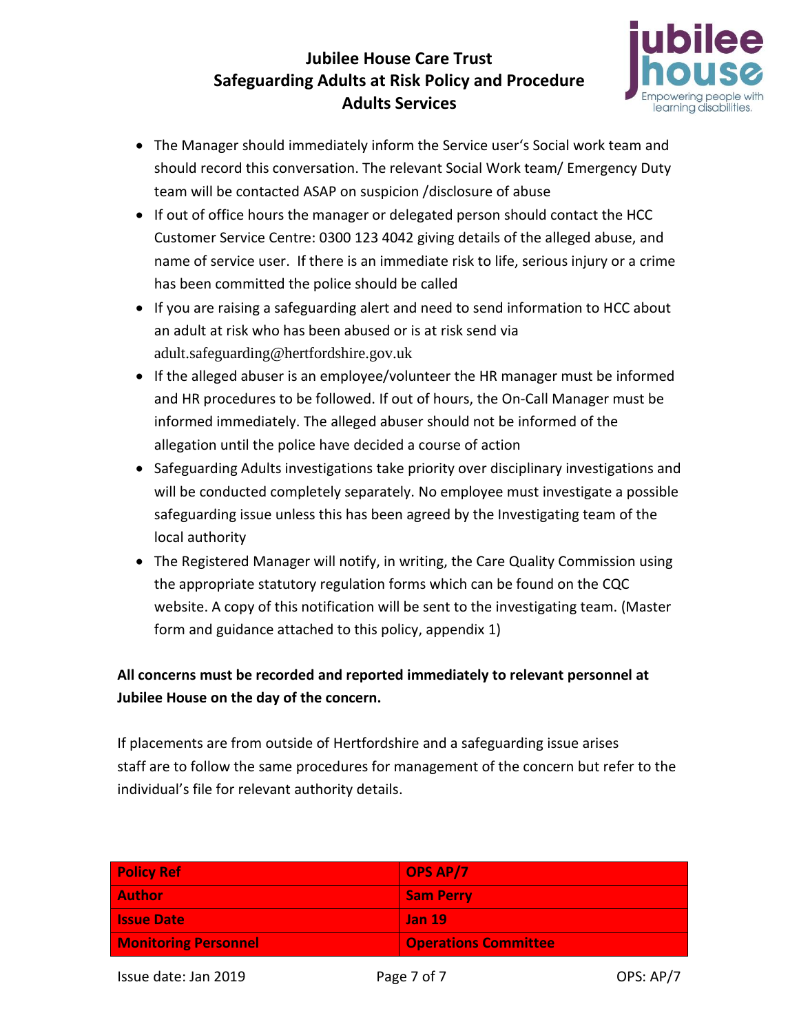- The Manager should immediately inform the Service user's Social work team and should record this conversation. The relevant Social Work team/ Emergency Duty team will be contacted ASAP on suspicion /disclosure of abuse
- If out of office hours the manager or delegated person should contact the HCC Customer Service Centre: 0300 123 4042 giving details of the alleged abuse, and name of service user. If there is an immediate risk to life, serious injury or a crime has been committed the police should be called
- If you are raising a safeguarding alert and need to send information to HCC about an adult at risk who has been abused or is at risk send via adult.safeguarding@hertfordshire.gov.uk
- If the alleged abuser is an employee/volunteer the HR manager must be informed and HR procedures to be followed. If out of hours, the On-Call Manager must be informed immediately. The alleged abuser should not be informed of the allegation until the police have decided a course of action
- Safeguarding Adults investigations take priority over disciplinary investigations and will be conducted completely separately. No employee must investigate a possible safeguarding issue unless this has been agreed by the Investigating team of the local authority
- The Registered Manager will notify, in writing, the Care Quality Commission using the appropriate statutory regulation forms which can be found on the CQC website. A copy of this notification will be sent to the investigating team. (Master form and guidance attached to this policy, appendix 1)

**All concerns must be recorded and reported immediately to relevant personnel at Jubilee House on the day of the concern.**

If placements are from outside of Hertfordshire and a safeguarding issue arises staff are to follow the same procedures for management of the concern but refer to the individual's file for relevant authority details.

| | |
|---|---|
| **Policy Ref** | **OPS AP/7** |
| **Author** | **Sam Perry** |
| **Issue Date** | **Jan 19** |
| **Monitoring Personnel** | **Operations Committee** |